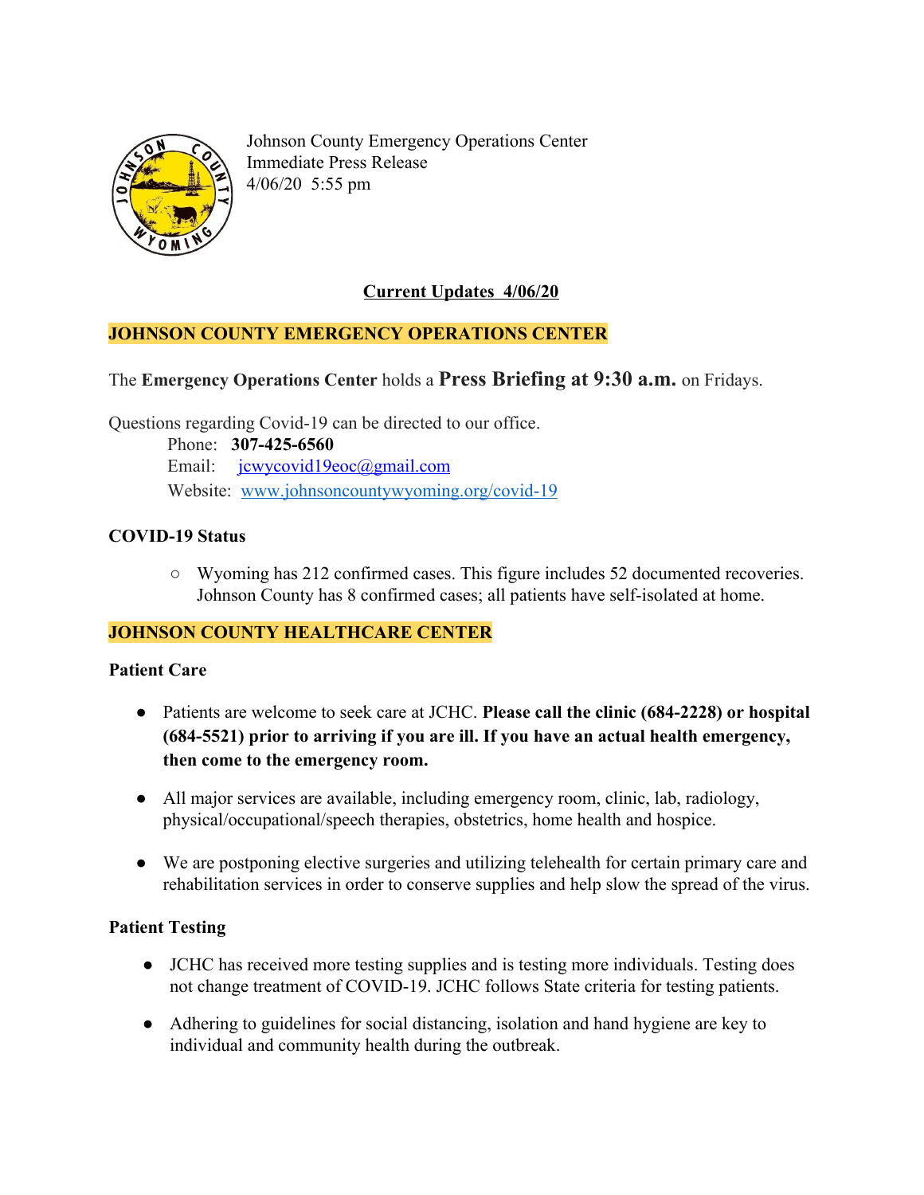Johnson County Emergency Operations Center
Immediate Press Release
4/06/20 5:55 pm

## Current Updates 4/06/20

## JOHNSON COUNTY EMERGENCY OPERATIONS CENTER

The **Emergency Operations Center** holds a **Press Briefing at 9:30 a.m.** on Fridays.

Questions regarding Covid-19 can be directed to our office.

Phone: **307-425-6560**
Email: jcwycovid19eoc@gmail.com
Website: www.johnsoncountywyoming.org/covid-19

### COVID-19 Status

- Wyoming has 212 confirmed cases. This figure includes 52 documented recoveries. Johnson County has 8 confirmed cases; all patients have self-isolated at home.

## JOHNSON COUNTY HEALTHCARE CENTER

### Patient Care

- Patients are welcome to seek care at JCHC. **Please call the clinic (684-2228) or hospital (684-5521) prior to arriving if you are ill. If you have an actual health emergency, then come to the emergency room.**
- All major services are available, including emergency room, clinic, lab, radiology, physical/occupational/speech therapies, obstetrics, home health and hospice.
- We are postponing elective surgeries and utilizing telehealth for certain primary care and rehabilitation services in order to conserve supplies and help slow the spread of the virus.

### Patient Testing

- JCHC has received more testing supplies and is testing more individuals. Testing does not change treatment of COVID-19. JCHC follows State criteria for testing patients.
- Adhering to guidelines for social distancing, isolation and hand hygiene are key to individual and community health during the outbreak.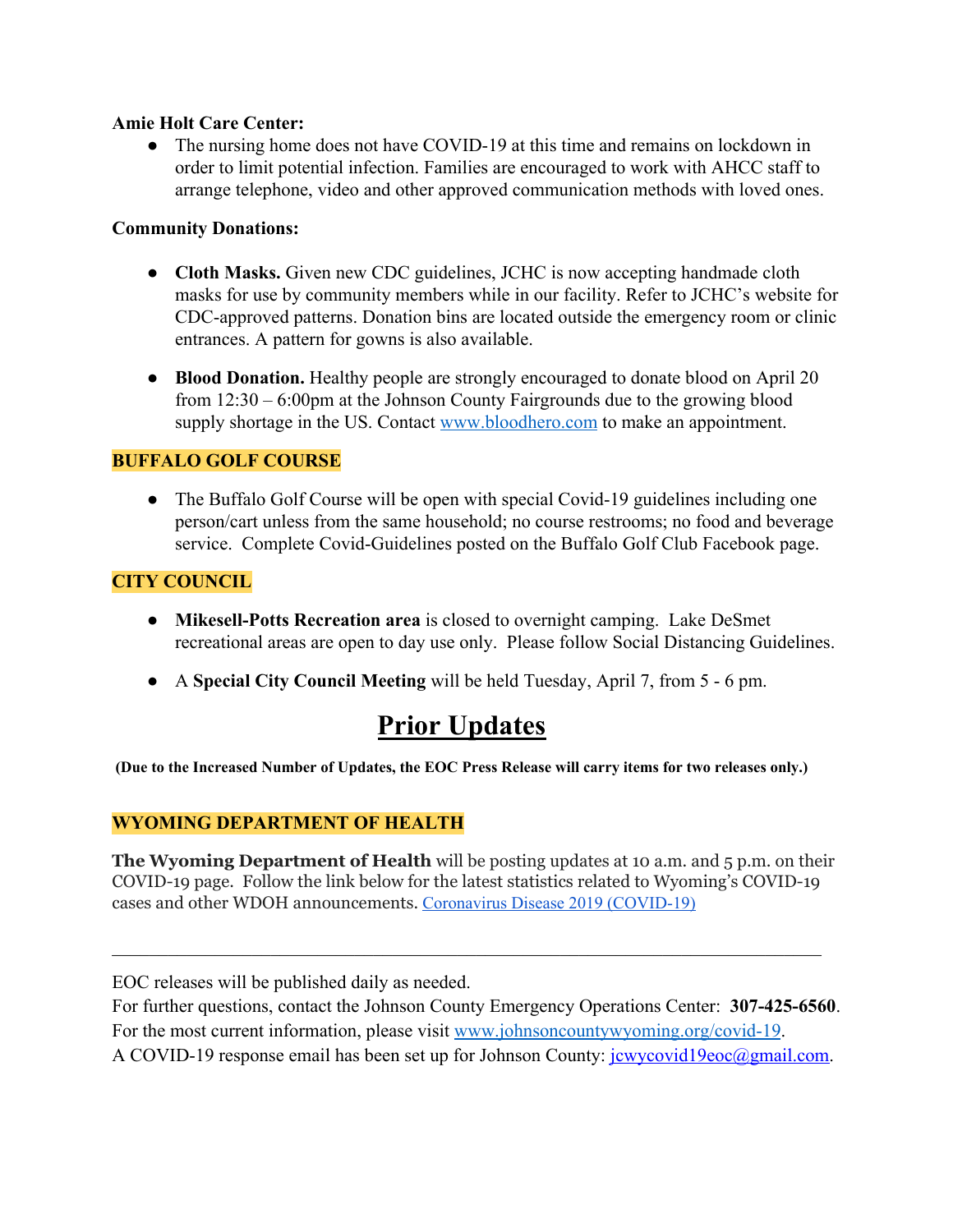**Amie Holt Care Center:**

- The nursing home does not have COVID-19 at this time and remains on lockdown in order to limit potential infection. Families are encouraged to work with AHCC staff to arrange telephone, video and other approved communication methods with loved ones.

**Community Donations:**

- **Cloth Masks.** Given new CDC guidelines, JCHC is now accepting handmade cloth masks for use by community members while in our facility. Refer to JCHC's website for CDC-approved patterns. Donation bins are located outside the emergency room or clinic entrances. A pattern for gowns is also available.
- **Blood Donation.** Healthy people are strongly encouraged to donate blood on April 20 from 12:30 – 6:00pm at the Johnson County Fairgrounds due to the growing blood supply shortage in the US. Contact www.bloodhero.com to make an appointment.

**BUFFALO GOLF COURSE**

- The Buffalo Golf Course will be open with special Covid-19 guidelines including one person/cart unless from the same household; no course restrooms; no food and beverage service. Complete Covid-Guidelines posted on the Buffalo Golf Club Facebook page.

**CITY COUNCIL**

- **Mikesell-Potts Recreation area** is closed to overnight camping. Lake DeSmet recreational areas are open to day use only. Please follow Social Distancing Guidelines.
- A **Special City Council Meeting** will be held Tuesday, April 7, from 5 - 6 pm.

# Prior Updates

**(Due to the Increased Number of Updates, the EOC Press Release will carry items for two releases only.)**

**WYOMING DEPARTMENT OF HEALTH**

**The Wyoming Department of Health** will be posting updates at 10 a.m. and 5 p.m. on their COVID-19 page. Follow the link below for the latest statistics related to Wyoming's COVID-19 cases and other WDOH announcements. Coronavirus Disease 2019 (COVID-19)

---

EOC releases will be published daily as needed.
For further questions, contact the Johnson County Emergency Operations Center: **307-425-6560**.
For the most current information, please visit www.johnsoncountywyoming.org/covid-19.
A COVID-19 response email has been set up for Johnson County: jcwycovid19eoc@gmail.com.